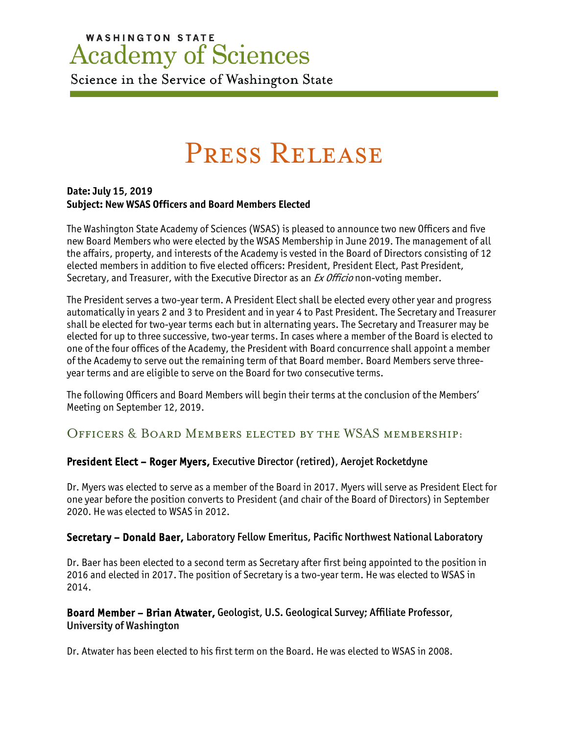WASHINGTON STATE

# Academy of Sciences

Science in the Service of Washington State

# Press Release

**Date: July 15, 2019**
**Subject: New WSAS Officers and Board Members Elected**

The Washington State Academy of Sciences (WSAS) is pleased to announce two new Officers and five new Board Members who were elected by the WSAS Membership in June 2019. The management of all the affairs, property, and interests of the Academy is vested in the Board of Directors consisting of 12 elected members in addition to five elected officers: President, President Elect, Past President, Secretary, and Treasurer, with the Executive Director as an *Ex Officio* non-voting member.

The President serves a two-year term. A President Elect shall be elected every other year and progress automatically in years 2 and 3 to President and in year 4 to Past President. The Secretary and Treasurer shall be elected for two-year terms each but in alternating years. The Secretary and Treasurer may be elected for up to three successive, two-year terms. In cases where a member of the Board is elected to one of the four offices of the Academy, the President with Board concurrence shall appoint a member of the Academy to serve out the remaining term of that Board member. Board Members serve three-year terms and are eligible to serve on the Board for two consecutive terms.

The following Officers and Board Members will begin their terms at the conclusion of the Members' Meeting on September 12, 2019.

## Officers & Board Members elected by the WSAS membership:

### President Elect – Roger Myers, Executive Director (retired), Aerojet Rocketdyne

Dr. Myers was elected to serve as a member of the Board in 2017. Myers will serve as President Elect for one year before the position converts to President (and chair of the Board of Directors) in September 2020. He was elected to WSAS in 2012.

### Secretary – Donald Baer, Laboratory Fellow Emeritus, Pacific Northwest National Laboratory

Dr. Baer has been elected to a second term as Secretary after first being appointed to the position in 2016 and elected in 2017. The position of Secretary is a two-year term. He was elected to WSAS in 2014.

### Board Member – Brian Atwater, Geologist, U.S. Geological Survey; Affiliate Professor, University of Washington

Dr. Atwater has been elected to his first term on the Board. He was elected to WSAS in 2008.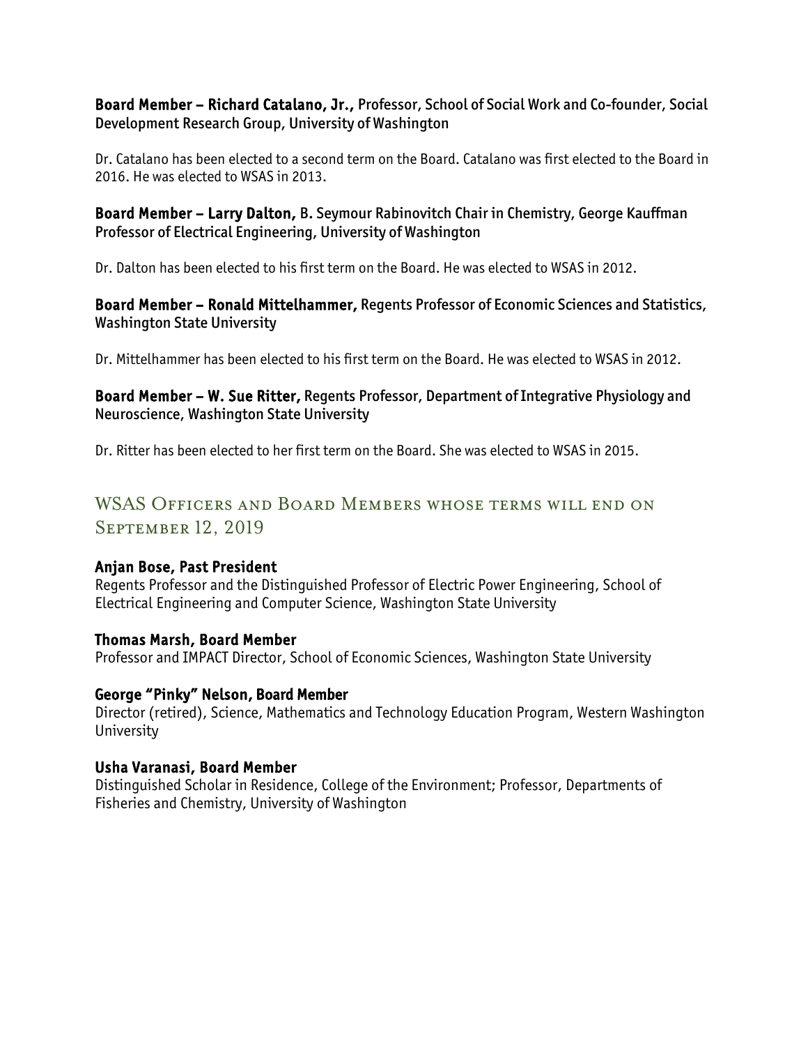**Board Member – Richard Catalano, Jr.,** Professor, School of Social Work and Co-founder, Social Development Research Group, University of Washington

Dr. Catalano has been elected to a second term on the Board. Catalano was first elected to the Board in 2016. He was elected to WSAS in 2013.

**Board Member – Larry Dalton,** B. Seymour Rabinovitch Chair in Chemistry, George Kauffman Professor of Electrical Engineering, University of Washington

Dr. Dalton has been elected to his first term on the Board. He was elected to WSAS in 2012.

**Board Member – Ronald Mittelhammer,** Regents Professor of Economic Sciences and Statistics, Washington State University

Dr. Mittelhammer has been elected to his first term on the Board. He was elected to WSAS in 2012.

**Board Member – W. Sue Ritter,** Regents Professor, Department of Integrative Physiology and Neuroscience, Washington State University

Dr. Ritter has been elected to her first term on the Board. She was elected to WSAS in 2015.

## WSAS Officers and Board Members whose terms will end on September 12, 2019

**Anjan Bose, Past President**
Regents Professor and the Distinguished Professor of Electric Power Engineering, School of Electrical Engineering and Computer Science, Washington State University

**Thomas Marsh, Board Member**
Professor and IMPACT Director, School of Economic Sciences, Washington State University

**George "Pinky" Nelson, Board Member**
Director (retired), Science, Mathematics and Technology Education Program, Western Washington University

**Usha Varanasi, Board Member**
Distinguished Scholar in Residence, College of the Environment; Professor, Departments of Fisheries and Chemistry, University of Washington